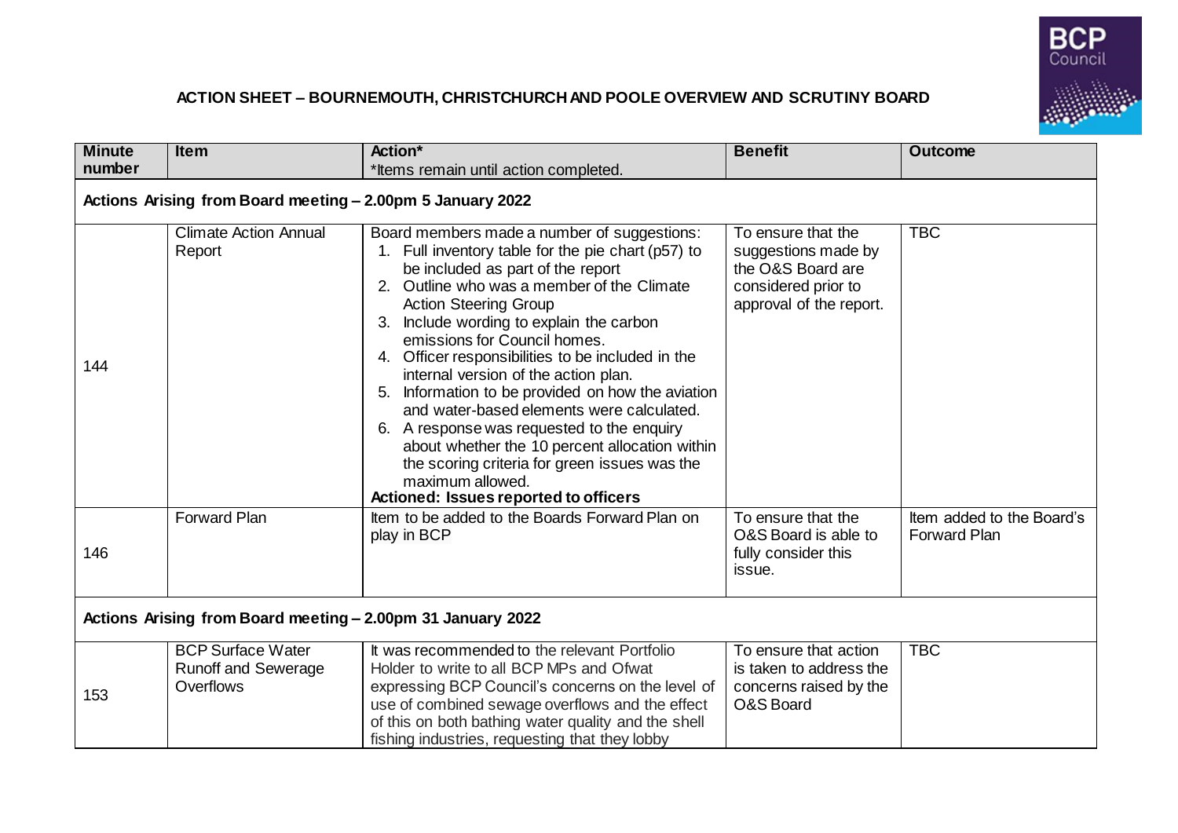## ACTION SHEET – BOURNEMOUTH, CHRISTCHURCH AND POOLE OVERVIEW AND SCRUTINY BOARD

| Minute number | Item | Action*<br>*Items remain until action completed. | Benefit | Outcome |
|---|---|---|---|---|
| **Actions Arising from Board meeting – 2.00pm 5 January 2022** | | | | |
| 144 | Climate Action Annual Report | Board members made a number of suggestions:<br>1. Full inventory table for the pie chart (p57) to be included as part of the report<br>2. Outline who was a member of the Climate Action Steering Group<br>3. Include wording to explain the carbon emissions for Council homes.<br>4. Officer responsibilities to be included in the internal version of the action plan.<br>5. Information to be provided on how the aviation and water-based elements were calculated.<br>6. A response was requested to the enquiry about whether the 10 percent allocation within the scoring criteria for green issues was the maximum allowed.<br>**Actioned: Issues reported to officers** | To ensure that the suggestions made by the O&S Board are considered prior to approval of the report. | TBC |
| 146 | Forward Plan | Item to be added to the Boards Forward Plan on play in BCP | To ensure that the O&S Board is able to fully consider this issue. | Item added to the Board's Forward Plan |
| **Actions Arising from Board meeting – 2.00pm 31 January 2022** | | | | |
| 153 | BCP Surface Water Runoff and Sewerage Overflows | It was recommended to the relevant Portfolio Holder to write to all BCP MPs and Ofwat expressing BCP Council's concerns on the level of use of combined sewage overflows and the effect of this on both bathing water quality and the shell fishing industries, requesting that they lobby | To ensure that action is taken to address the concerns raised by the O&S Board | TBC |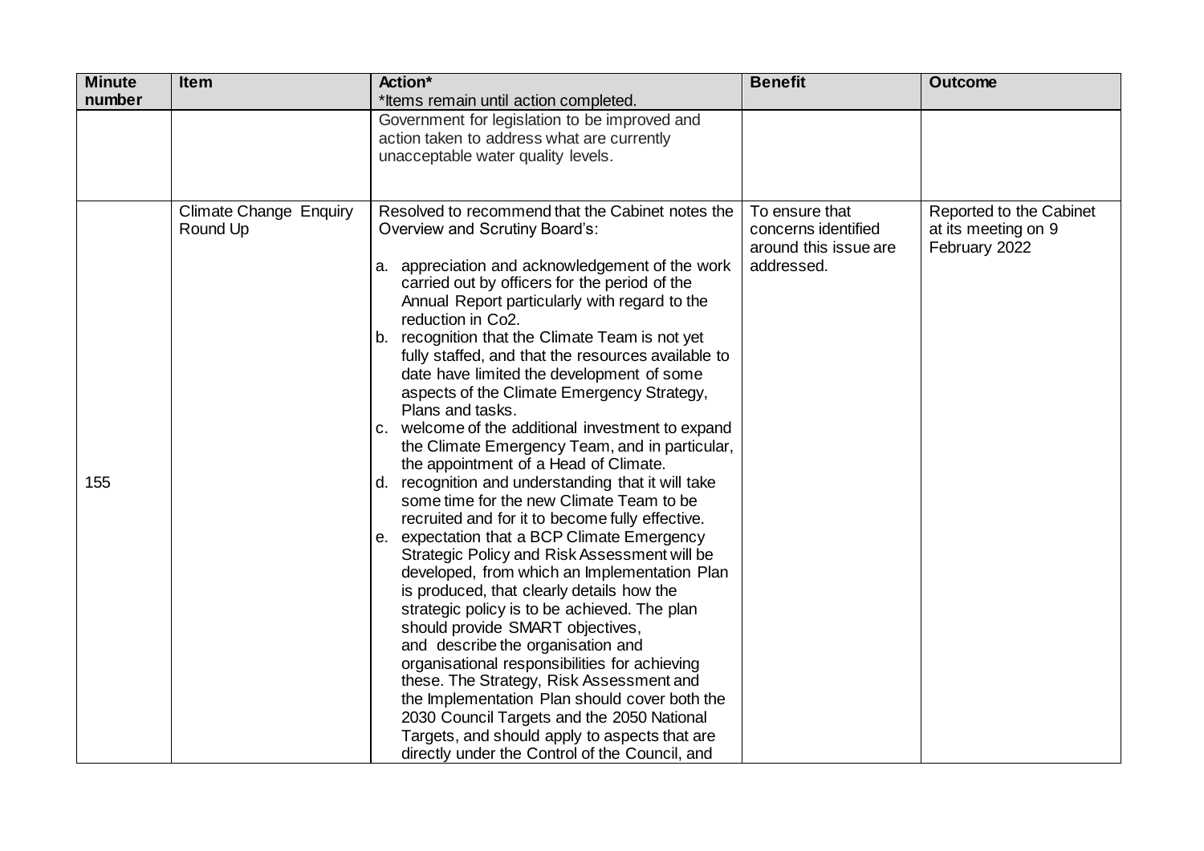| Minute number | Item | Action* *Items remain until action completed. | Benefit | Outcome |
|---|---|---|---|---|
| | | Government for legislation to be improved and action taken to address what are currently unacceptable water quality levels. | | |
| 155 | Climate Change Enquiry Round Up | Resolved to recommend that the Cabinet notes the Overview and Scrutiny Board's:<br><br>a. appreciation and acknowledgement of the work carried out by officers for the period of the Annual Report particularly with regard to the reduction in Co2.<br>b. recognition that the Climate Team is not yet fully staffed, and that the resources available to date have limited the development of some aspects of the Climate Emergency Strategy, Plans and tasks.<br>c. welcome of the additional investment to expand the Climate Emergency Team, and in particular, the appointment of a Head of Climate.<br>d. recognition and understanding that it will take some time for the new Climate Team to be recruited and for it to become fully effective.<br>e. expectation that a BCP Climate Emergency Strategic Policy and Risk Assessment will be developed, from which an Implementation Plan is produced, that clearly details how the strategic policy is to be achieved. The plan should provide SMART objectives, and describe the organisation and organisational responsibilities for achieving these. The Strategy, Risk Assessment and the Implementation Plan should cover both the 2030 Council Targets and the 2050 National Targets, and should apply to aspects that are directly under the Control of the Council, and | To ensure that concerns identified around this issue are addressed. | Reported to the Cabinet at its meeting on 9 February 2022 |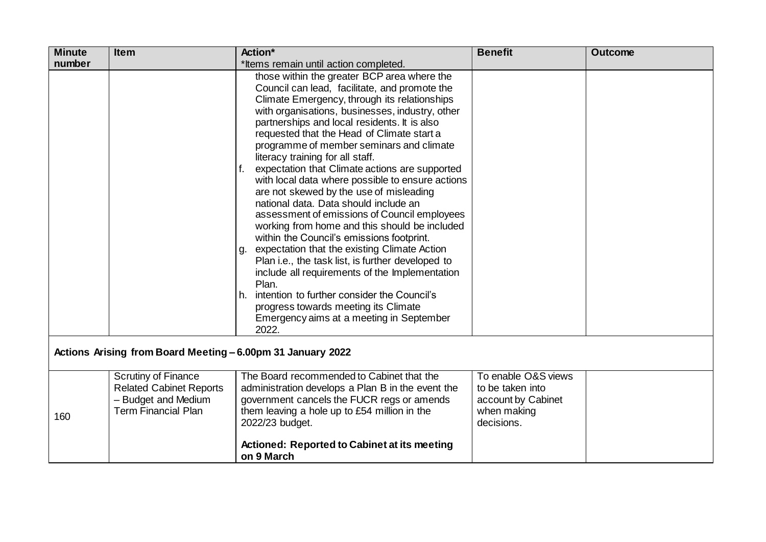| Minute number | Item | Action* <br> *Items remain until action completed. | Benefit | Outcome |
|---|---|---|---|---|
| | | those within the greater BCP area where the Council can lead, facilitate, and promote the Climate Emergency, through its relationships with organisations, businesses, industry, other partnerships and local residents. It is also requested that the Head of Climate start a programme of member seminars and climate literacy training for all staff. <br> f. expectation that Climate actions are supported with local data where possible to ensure actions are not skewed by the use of misleading national data. Data should include an assessment of emissions of Council employees working from home and this should be included within the Council's emissions footprint. <br> g. expectation that the existing Climate Action Plan i.e., the task list, is further developed to include all requirements of the Implementation Plan. <br> h. intention to further consider the Council's progress towards meeting its Climate Emergency aims at a meeting in September 2022. | | |
| **Actions Arising from Board Meeting – 6.00pm 31 January 2022** | | | | |
| 160 | Scrutiny of Finance Related Cabinet Reports – Budget and Medium Term Financial Plan | The Board recommended to Cabinet that the administration develops a Plan B in the event the government cancels the FUCR regs or amends them leaving a hole up to £54 million in the 2022/23 budget. <br><br> **Actioned: Reported to Cabinet at its meeting on 9 March** | To enable O&S views to be taken into account by Cabinet when making decisions. | |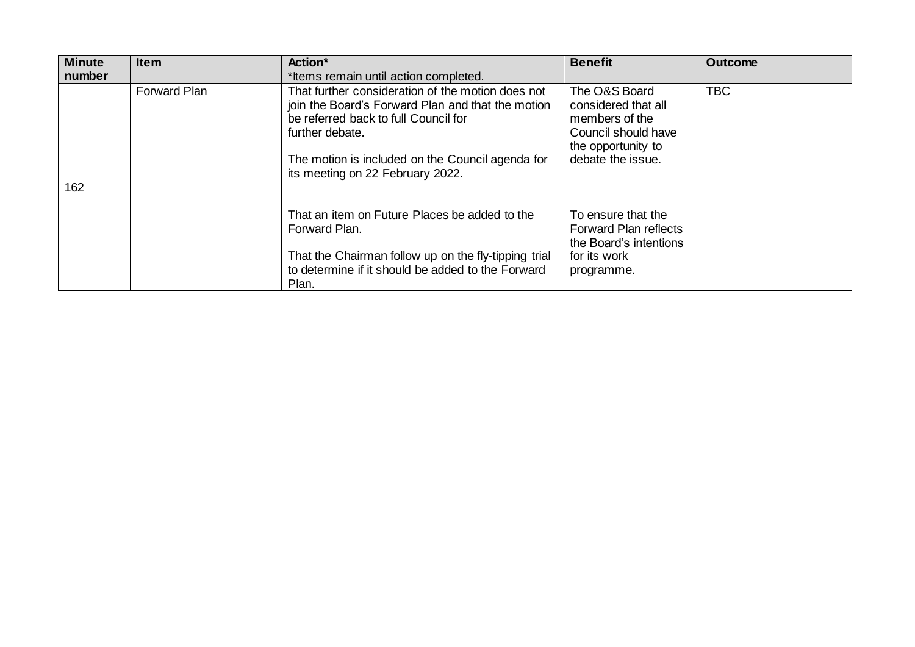| Minute number | Item | Action*<br>*Items remain until action completed. | Benefit | Outcome |
|---|---|---|---|---|
| 162 | Forward Plan | That further consideration of the motion does not join the Board's Forward Plan and that the motion be referred back to full Council for further debate.<br><br>The motion is included on the Council agenda for its meeting on 22 February 2022. | The O&S Board considered that all members of the Council should have the opportunity to debate the issue. | TBC |
| | | That an item on Future Places be added to the Forward Plan.<br><br>That the Chairman follow up on the fly-tipping trial to determine if it should be added to the Forward Plan. | To ensure that the Forward Plan reflects the Board's intentions for its work programme. | |